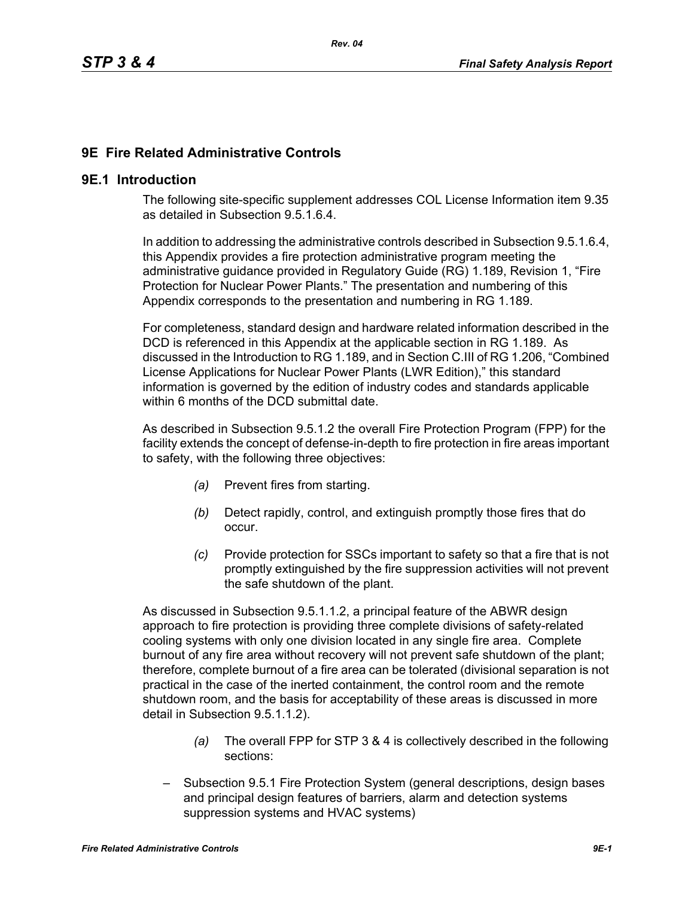# 9E Fire Related Administrative Controls

## 9E.1 Introduction

The following site-specific supplement addresses COL License Information item 9.35 as detailed in Subsection 9.5.1.6.4.

In addition to addressing the administrative controls described in Subsection 9.5.1.6.4, this Appendix provides a fire protection administrative program meeting the administrative guidance provided in Regulatory Guide (RG) 1.189, Revision 1, "Fire Protection for Nuclear Power Plants." The presentation and numbering of this Appendix corresponds to the presentation and numbering in RG 1.189.

For completeness, standard design and hardware related information described in the DCD is referenced in this Appendix at the applicable section in RG 1.189. As discussed in the Introduction to RG 1.189, and in Section C.III of RG 1.206, "Combined License Applications for Nuclear Power Plants (LWR Edition)," this standard information is governed by the edition of industry codes and standards applicable within 6 months of the DCD submittal date.

As described in Subsection 9.5.1.2 the overall Fire Protection Program (FPP) for the facility extends the concept of defense-in-depth to fire protection in fire areas important to safety, with the following three objectives:

*(a)* Prevent fires from starting.

*(b)* Detect rapidly, control, and extinguish promptly those fires that do occur.

*(c)* Provide protection for SSCs important to safety so that a fire that is not promptly extinguished by the fire suppression activities will not prevent the safe shutdown of the plant.

As discussed in Subsection 9.5.1.1.2, a principal feature of the ABWR design approach to fire protection is providing three complete divisions of safety-related cooling systems with only one division located in any single fire area. Complete burnout of any fire area without recovery will not prevent safe shutdown of the plant; therefore, complete burnout of a fire area can be tolerated (divisional separation is not practical in the case of the inerted containment, the control room and the remote shutdown room, and the basis for acceptability of these areas is discussed in more detail in Subsection 9.5.1.1.2).

*(a)* The overall FPP for STP 3 & 4 is collectively described in the following sections:

– Subsection 9.5.1 Fire Protection System (general descriptions, design bases and principal design features of barriers, alarm and detection systems suppression systems and HVAC systems)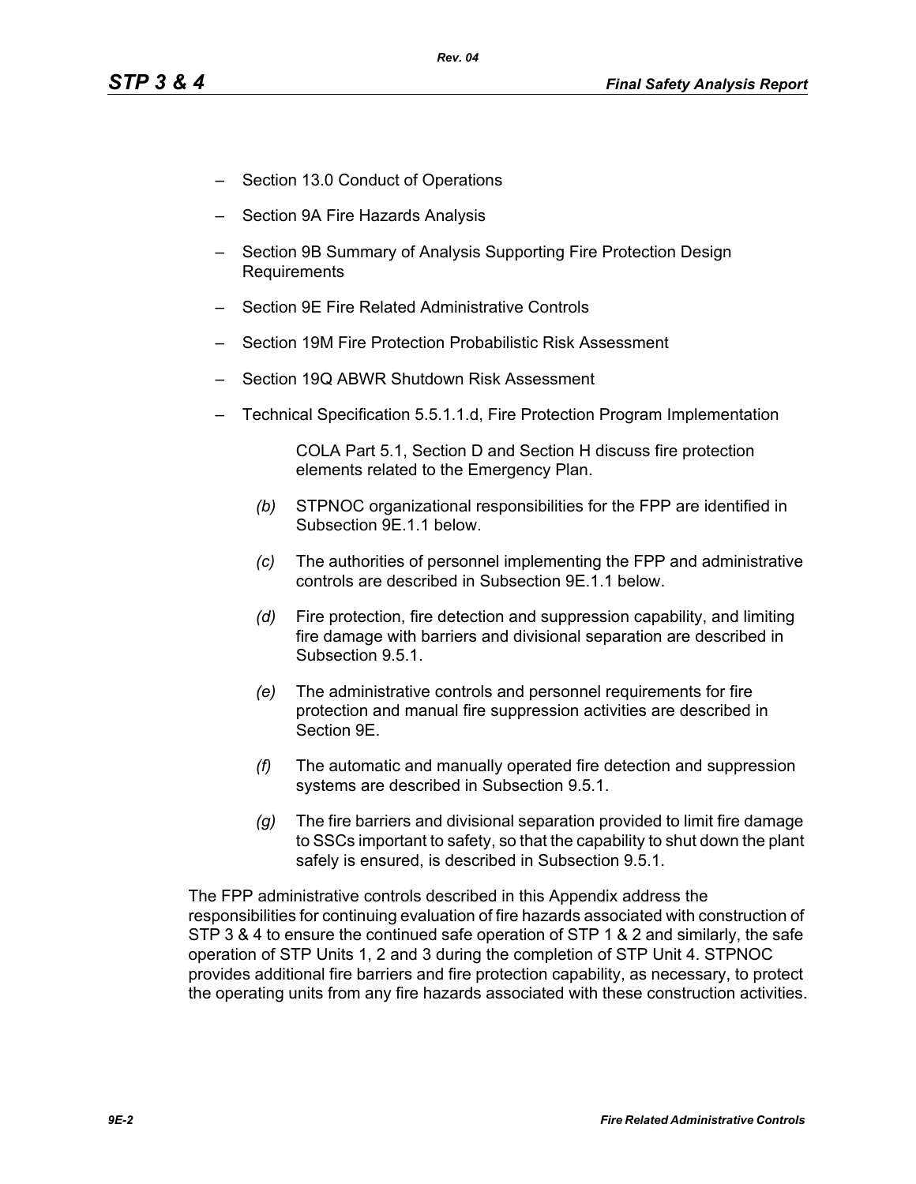- Section 13.0 Conduct of Operations
- Section 9A Fire Hazards Analysis
- Section 9B Summary of Analysis Supporting Fire Protection Design Requirements
- Section 9E Fire Related Administrative Controls
- Section 19M Fire Protection Probabilistic Risk Assessment
- Section 19Q ABWR Shutdown Risk Assessment
- Technical Specification 5.5.1.1.d, Fire Protection Program Implementation

  COLA Part 5.1, Section D and Section H discuss fire protection elements related to the Emergency Plan.

*(b)* STPNOC organizational responsibilities for the FPP are identified in Subsection 9E.1.1 below.

*(c)* The authorities of personnel implementing the FPP and administrative controls are described in Subsection 9E.1.1 below.

*(d)* Fire protection, fire detection and suppression capability, and limiting fire damage with barriers and divisional separation are described in Subsection 9.5.1.

*(e)* The administrative controls and personnel requirements for fire protection and manual fire suppression activities are described in Section 9E.

*(f)* The automatic and manually operated fire detection and suppression systems are described in Subsection 9.5.1.

*(g)* The fire barriers and divisional separation provided to limit fire damage to SSCs important to safety, so that the capability to shut down the plant safely is ensured, is described in Subsection 9.5.1.

The FPP administrative controls described in this Appendix address the responsibilities for continuing evaluation of fire hazards associated with construction of STP 3 & 4 to ensure the continued safe operation of STP 1 & 2 and similarly, the safe operation of STP Units 1, 2 and 3 during the completion of STP Unit 4. STPNOC provides additional fire barriers and fire protection capability, as necessary, to protect the operating units from any fire hazards associated with these construction activities.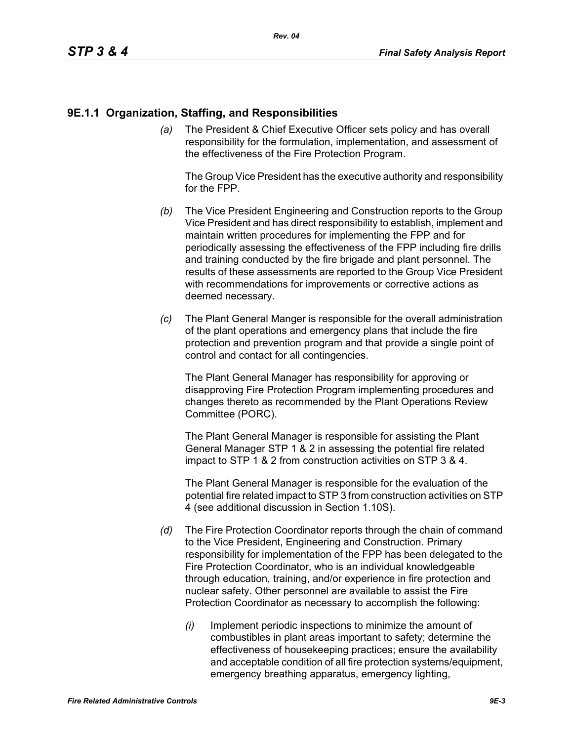## 9E.1.1 Organization, Staffing, and Responsibilities

*(a)* The President & Chief Executive Officer sets policy and has overall responsibility for the formulation, implementation, and assessment of the effectiveness of the Fire Protection Program.

The Group Vice President has the executive authority and responsibility for the FPP.

*(b)* The Vice President Engineering and Construction reports to the Group Vice President and has direct responsibility to establish, implement and maintain written procedures for implementing the FPP and for periodically assessing the effectiveness of the FPP including fire drills and training conducted by the fire brigade and plant personnel. The results of these assessments are reported to the Group Vice President with recommendations for improvements or corrective actions as deemed necessary.

*(c)* The Plant General Manger is responsible for the overall administration of the plant operations and emergency plans that include the fire protection and prevention program and that provide a single point of control and contact for all contingencies.

The Plant General Manager has responsibility for approving or disapproving Fire Protection Program implementing procedures and changes thereto as recommended by the Plant Operations Review Committee (PORC).

The Plant General Manager is responsible for assisting the Plant General Manager STP 1 & 2 in assessing the potential fire related impact to STP 1 & 2 from construction activities on STP 3 & 4.

The Plant General Manager is responsible for the evaluation of the potential fire related impact to STP 3 from construction activities on STP 4 (see additional discussion in Section 1.10S).

*(d)* The Fire Protection Coordinator reports through the chain of command to the Vice President, Engineering and Construction. Primary responsibility for implementation of the FPP has been delegated to the Fire Protection Coordinator, who is an individual knowledgeable through education, training, and/or experience in fire protection and nuclear safety. Other personnel are available to assist the Fire Protection Coordinator as necessary to accomplish the following:

*(i)* Implement periodic inspections to minimize the amount of combustibles in plant areas important to safety; determine the effectiveness of housekeeping practices; ensure the availability and acceptable condition of all fire protection systems/equipment, emergency breathing apparatus, emergency lighting,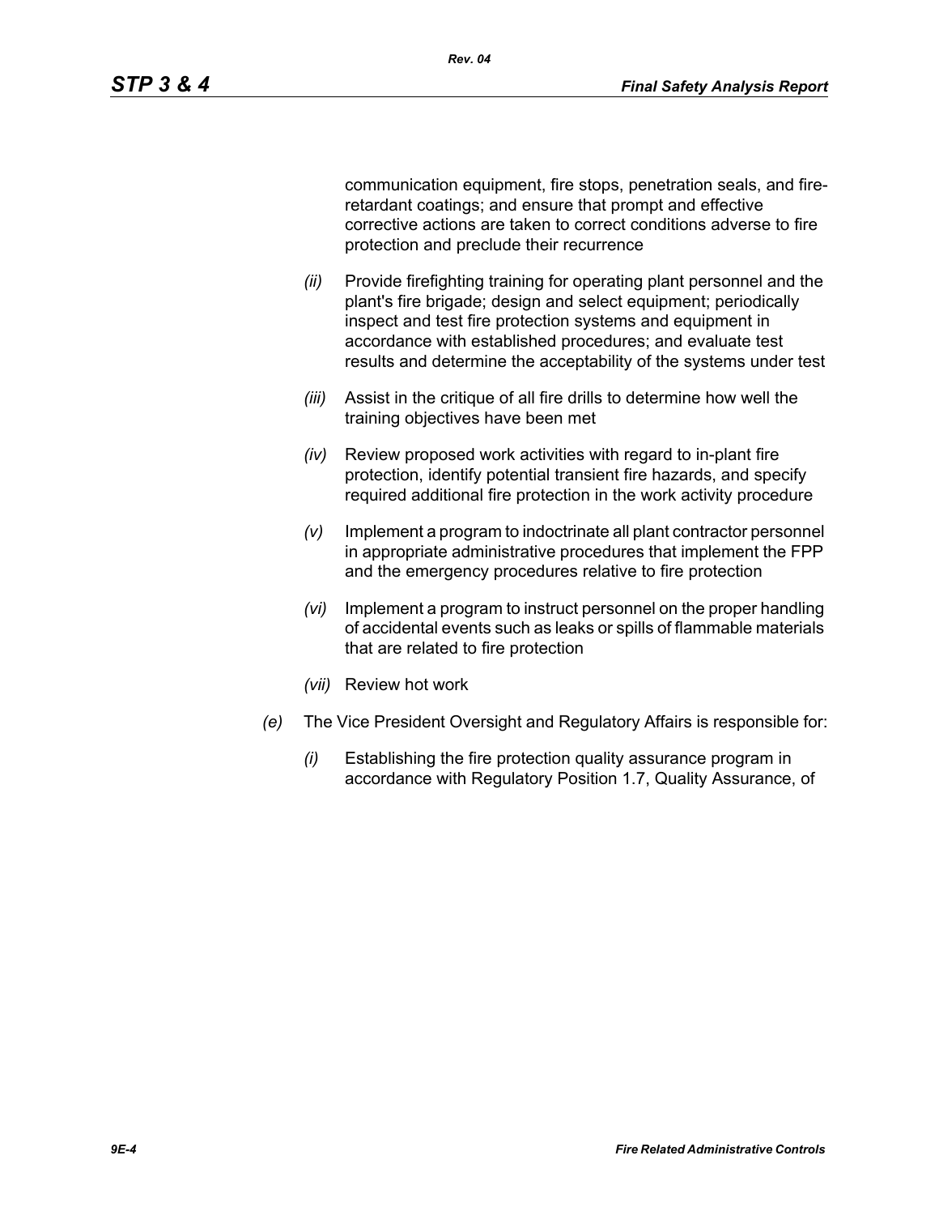communication equipment, fire stops, penetration seals, and fire-retardant coatings; and ensure that prompt and effective corrective actions are taken to correct conditions adverse to fire protection and preclude their recurrence

*(ii)* Provide firefighting training for operating plant personnel and the plant's fire brigade; design and select equipment; periodically inspect and test fire protection systems and equipment in accordance with established procedures; and evaluate test results and determine the acceptability of the systems under test

*(iii)* Assist in the critique of all fire drills to determine how well the training objectives have been met

*(iv)* Review proposed work activities with regard to in-plant fire protection, identify potential transient fire hazards, and specify required additional fire protection in the work activity procedure

*(v)* Implement a program to indoctrinate all plant contractor personnel in appropriate administrative procedures that implement the FPP and the emergency procedures relative to fire protection

*(vi)* Implement a program to instruct personnel on the proper handling of accidental events such as leaks or spills of flammable materials that are related to fire protection

*(vii)* Review hot work

*(e)* The Vice President Oversight and Regulatory Affairs is responsible for:

*(i)* Establishing the fire protection quality assurance program in accordance with Regulatory Position 1.7, Quality Assurance, of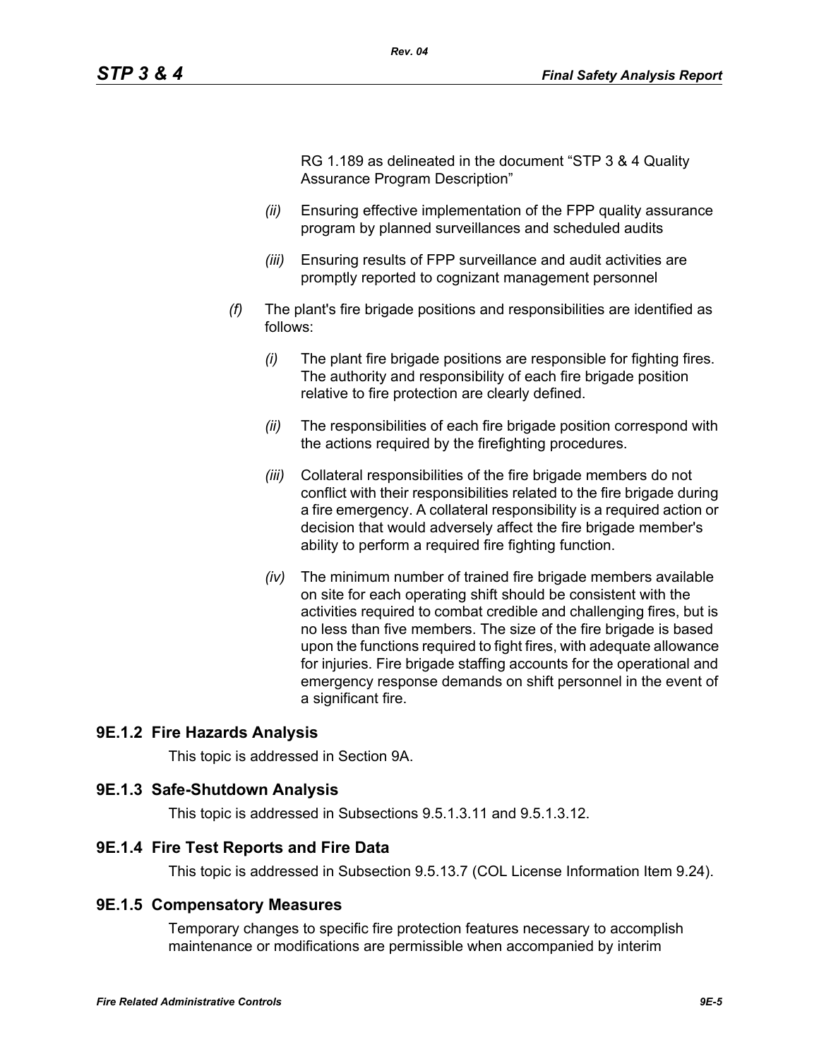RG 1.189 as delineated in the document "STP 3 & 4 Quality Assurance Program Description"

*(ii)* Ensuring effective implementation of the FPP quality assurance program by planned surveillances and scheduled audits

*(iii)* Ensuring results of FPP surveillance and audit activities are promptly reported to cognizant management personnel

*(f)* The plant's fire brigade positions and responsibilities are identified as follows:

*(i)* The plant fire brigade positions are responsible for fighting fires. The authority and responsibility of each fire brigade position relative to fire protection are clearly defined.

*(ii)* The responsibilities of each fire brigade position correspond with the actions required by the firefighting procedures.

*(iii)* Collateral responsibilities of the fire brigade members do not conflict with their responsibilities related to the fire brigade during a fire emergency. A collateral responsibility is a required action or decision that would adversely affect the fire brigade member's ability to perform a required fire fighting function.

*(iv)* The minimum number of trained fire brigade members available on site for each operating shift should be consistent with the activities required to combat credible and challenging fires, but is no less than five members. The size of the fire brigade is based upon the functions required to fight fires, with adequate allowance for injuries. Fire brigade staffing accounts for the operational and emergency response demands on shift personnel in the event of a significant fire.

### 9E.1.2 Fire Hazards Analysis

This topic is addressed in Section 9A.

### 9E.1.3 Safe-Shutdown Analysis

This topic is addressed in Subsections 9.5.1.3.11 and 9.5.1.3.12.

### 9E.1.4 Fire Test Reports and Fire Data

This topic is addressed in Subsection 9.5.13.7 (COL License Information Item 9.24).

### 9E.1.5 Compensatory Measures

Temporary changes to specific fire protection features necessary to accomplish maintenance or modifications are permissible when accompanied by interim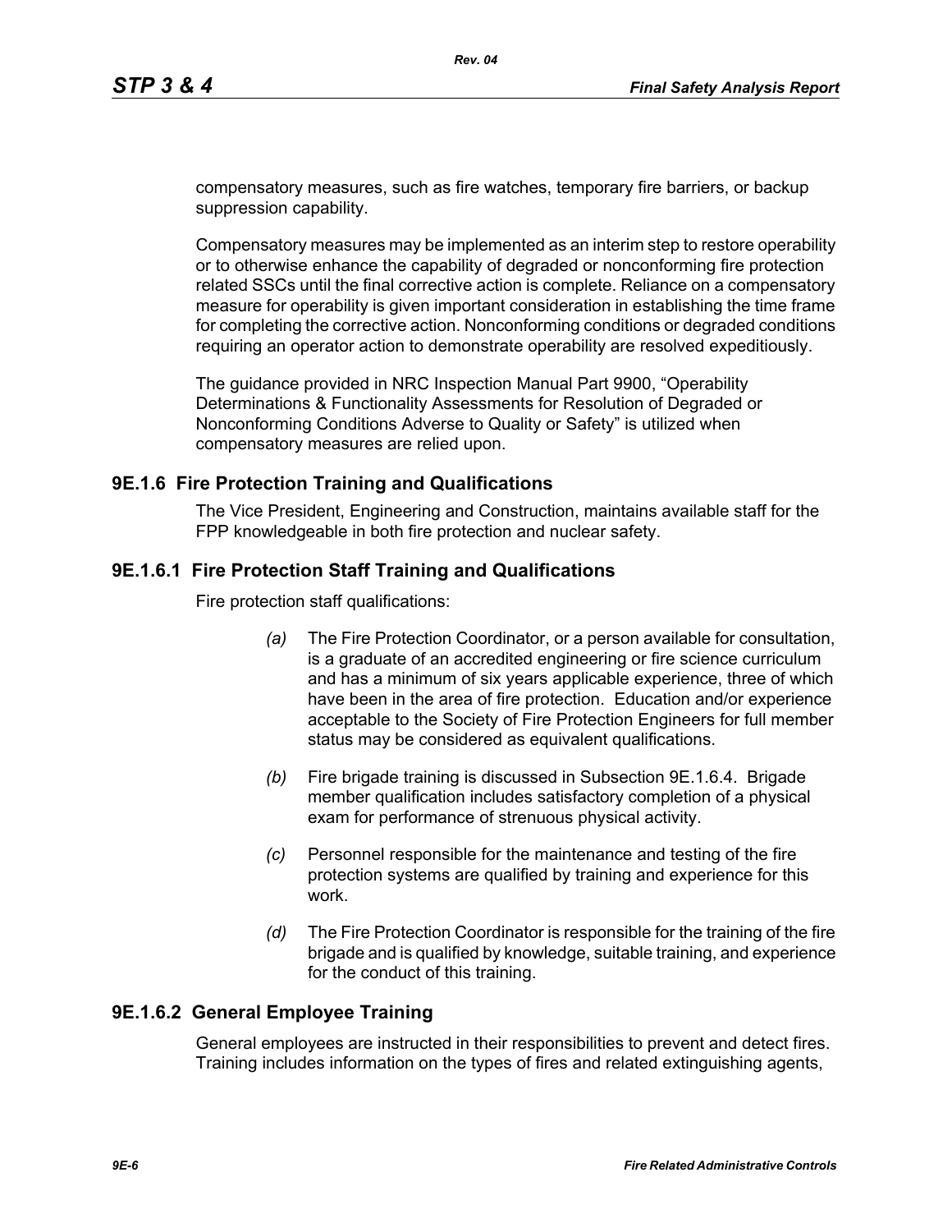compensatory measures, such as fire watches, temporary fire barriers, or backup suppression capability.

Compensatory measures may be implemented as an interim step to restore operability or to otherwise enhance the capability of degraded or nonconforming fire protection related SSCs until the final corrective action is complete. Reliance on a compensatory measure for operability is given important consideration in establishing the time frame for completing the corrective action. Nonconforming conditions or degraded conditions requiring an operator action to demonstrate operability are resolved expeditiously.

The guidance provided in NRC Inspection Manual Part 9900, "Operability Determinations & Functionality Assessments for Resolution of Degraded or Nonconforming Conditions Adverse to Quality or Safety" is utilized when compensatory measures are relied upon.

## 9E.1.6 Fire Protection Training and Qualifications

The Vice President, Engineering and Construction, maintains available staff for the FPP knowledgeable in both fire protection and nuclear safety.

### 9E.1.6.1 Fire Protection Staff Training and Qualifications

Fire protection staff qualifications:

*(a)* The Fire Protection Coordinator, or a person available for consultation, is a graduate of an accredited engineering or fire science curriculum and has a minimum of six years applicable experience, three of which have been in the area of fire protection. Education and/or experience acceptable to the Society of Fire Protection Engineers for full member status may be considered as equivalent qualifications.

*(b)* Fire brigade training is discussed in Subsection 9E.1.6.4. Brigade member qualification includes satisfactory completion of a physical exam for performance of strenuous physical activity.

*(c)* Personnel responsible for the maintenance and testing of the fire protection systems are qualified by training and experience for this work.

*(d)* The Fire Protection Coordinator is responsible for the training of the fire brigade and is qualified by knowledge, suitable training, and experience for the conduct of this training.

### 9E.1.6.2 General Employee Training

General employees are instructed in their responsibilities to prevent and detect fires. Training includes information on the types of fires and related extinguishing agents,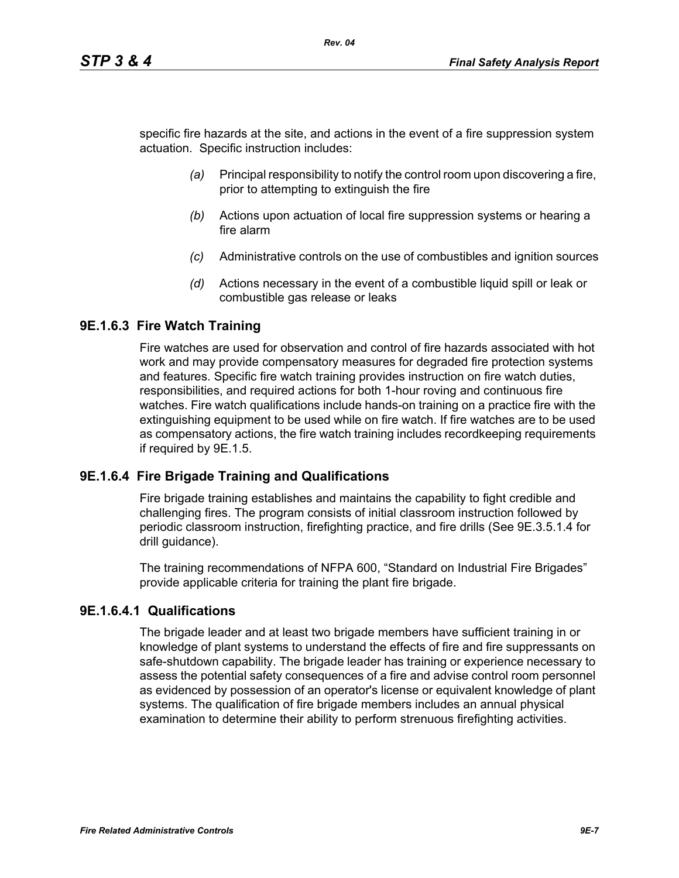specific fire hazards at the site, and actions in the event of a fire suppression system actuation. Specific instruction includes:

*(a)* Principal responsibility to notify the control room upon discovering a fire, prior to attempting to extinguish the fire

*(b)* Actions upon actuation of local fire suppression systems or hearing a fire alarm

*(c)* Administrative controls on the use of combustibles and ignition sources

*(d)* Actions necessary in the event of a combustible liquid spill or leak or combustible gas release or leaks

### 9E.1.6.3 Fire Watch Training

Fire watches are used for observation and control of fire hazards associated with hot work and may provide compensatory measures for degraded fire protection systems and features. Specific fire watch training provides instruction on fire watch duties, responsibilities, and required actions for both 1-hour roving and continuous fire watches. Fire watch qualifications include hands-on training on a practice fire with the extinguishing equipment to be used while on fire watch. If fire watches are to be used as compensatory actions, the fire watch training includes recordkeeping requirements if required by 9E.1.5.

### 9E.1.6.4 Fire Brigade Training and Qualifications

Fire brigade training establishes and maintains the capability to fight credible and challenging fires. The program consists of initial classroom instruction followed by periodic classroom instruction, firefighting practice, and fire drills (See 9E.3.5.1.4 for drill guidance).

The training recommendations of NFPA 600, "Standard on Industrial Fire Brigades" provide applicable criteria for training the plant fire brigade.

#### 9E.1.6.4.1 Qualifications

The brigade leader and at least two brigade members have sufficient training in or knowledge of plant systems to understand the effects of fire and fire suppressants on safe-shutdown capability. The brigade leader has training or experience necessary to assess the potential safety consequences of a fire and advise control room personnel as evidenced by possession of an operator's license or equivalent knowledge of plant systems. The qualification of fire brigade members includes an annual physical examination to determine their ability to perform strenuous firefighting activities.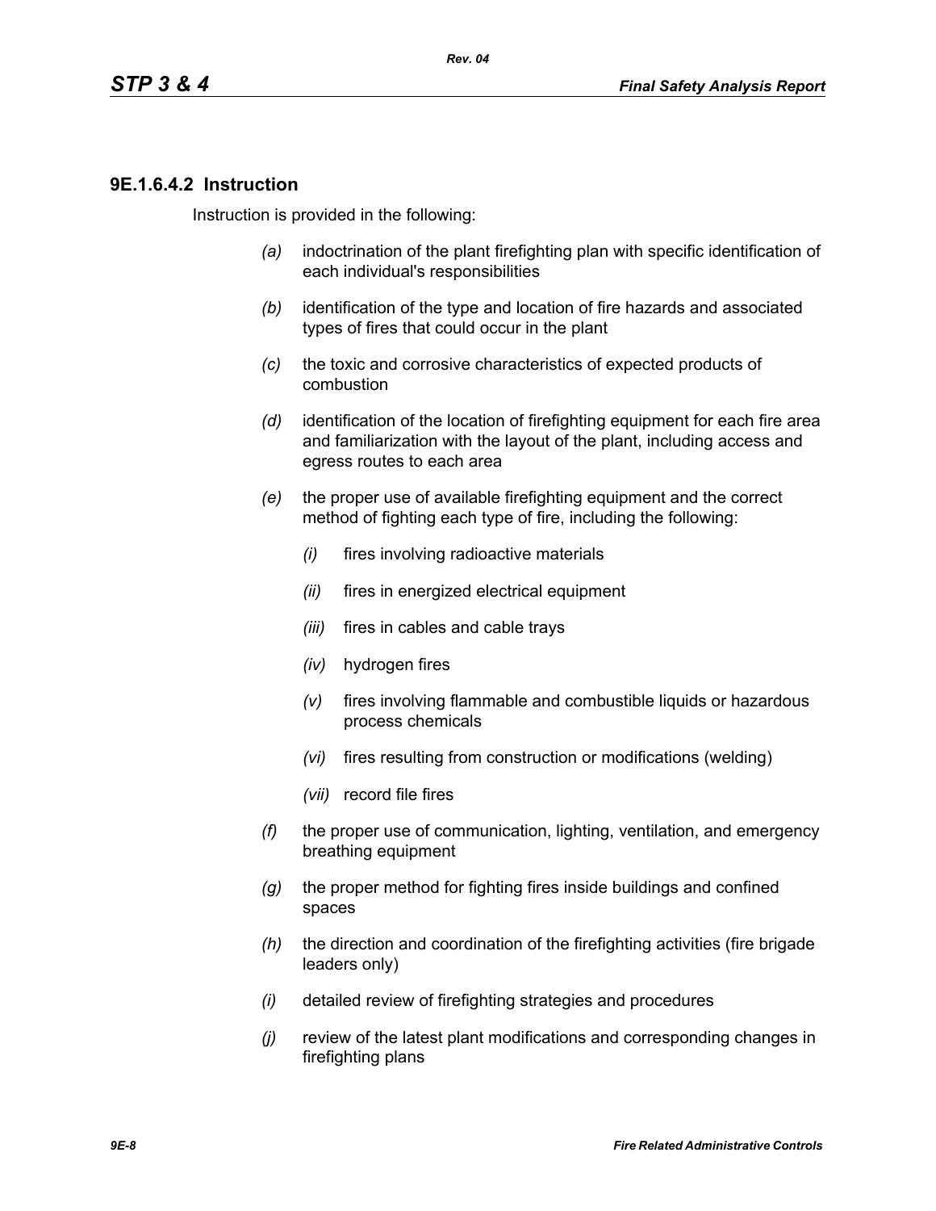### 9E.1.6.4.2 Instruction

Instruction is provided in the following:

*(a)* indoctrination of the plant firefighting plan with specific identification of each individual's responsibilities

*(b)* identification of the type and location of fire hazards and associated types of fires that could occur in the plant

*(c)* the toxic and corrosive characteristics of expected products of combustion

*(d)* identification of the location of firefighting equipment for each fire area and familiarization with the layout of the plant, including access and egress routes to each area

*(e)* the proper use of available firefighting equipment and the correct method of fighting each type of fire, including the following:

- *(i)* fires involving radioactive materials
- *(ii)* fires in energized electrical equipment
- *(iii)* fires in cables and cable trays
- *(iv)* hydrogen fires
- *(v)* fires involving flammable and combustible liquids or hazardous process chemicals
- *(vi)* fires resulting from construction or modifications (welding)
- *(vii)* record file fires

*(f)* the proper use of communication, lighting, ventilation, and emergency breathing equipment

*(g)* the proper method for fighting fires inside buildings and confined spaces

*(h)* the direction and coordination of the firefighting activities (fire brigade leaders only)

*(i)* detailed review of firefighting strategies and procedures

*(j)* review of the latest plant modifications and corresponding changes in firefighting plans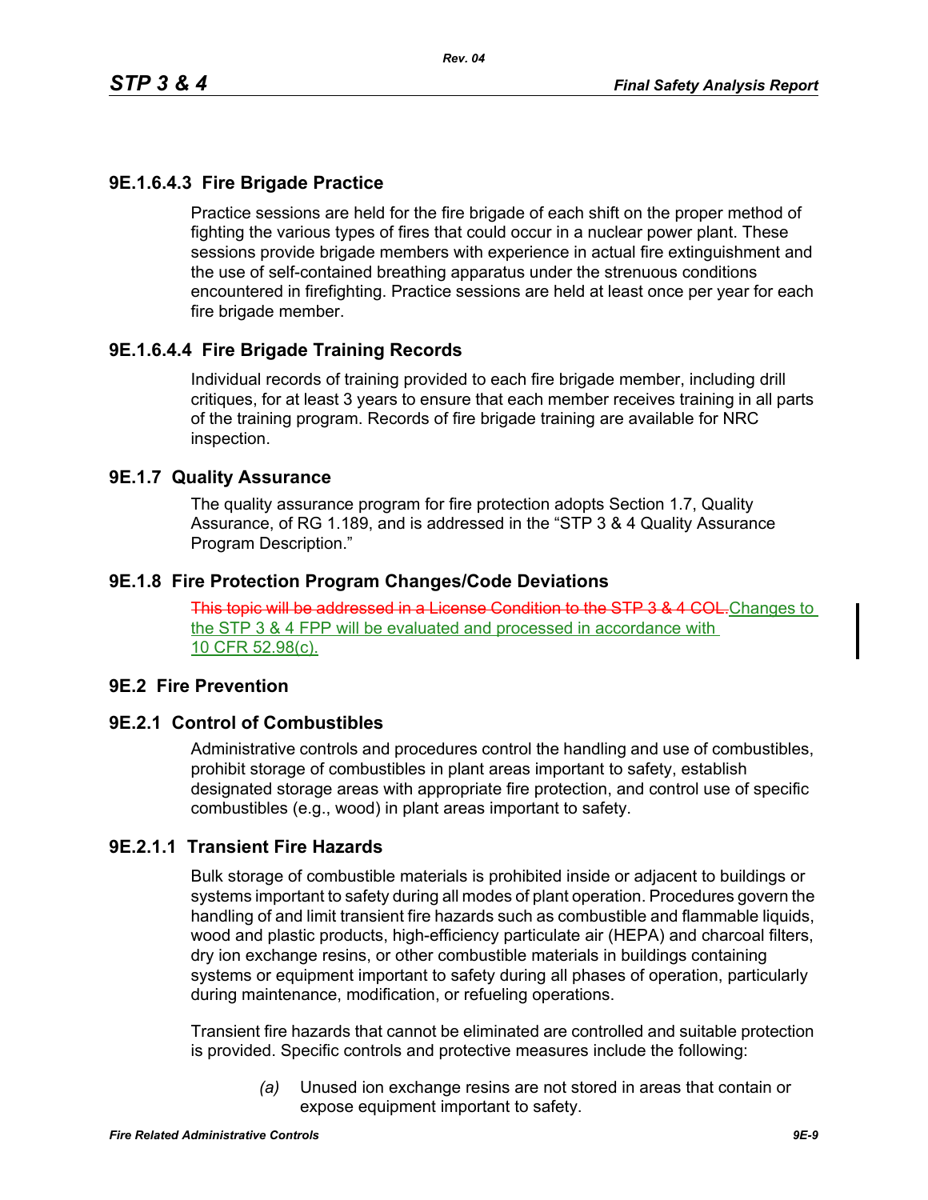### 9E.1.6.4.3 Fire Brigade Practice

Practice sessions are held for the fire brigade of each shift on the proper method of fighting the various types of fires that could occur in a nuclear power plant. These sessions provide brigade members with experience in actual fire extinguishment and the use of self-contained breathing apparatus under the strenuous conditions encountered in firefighting. Practice sessions are held at least once per year for each fire brigade member.

### 9E.1.6.4.4 Fire Brigade Training Records

Individual records of training provided to each fire brigade member, including drill critiques, for at least 3 years to ensure that each member receives training in all parts of the training program. Records of fire brigade training are available for NRC inspection.

## 9E.1.7 Quality Assurance

The quality assurance program for fire protection adopts Section 1.7, Quality Assurance, of RG 1.189, and is addressed in the "STP 3 & 4 Quality Assurance Program Description."

## 9E.1.8 Fire Protection Program Changes/Code Deviations

~~This topic will be addressed in a License Condition to the STP 3 & 4 COL.~~Changes to the STP 3 & 4 FPP will be evaluated and processed in accordance with 10 CFR 52.98(c).

# 9E.2 Fire Prevention

## 9E.2.1 Control of Combustibles

Administrative controls and procedures control the handling and use of combustibles, prohibit storage of combustibles in plant areas important to safety, establish designated storage areas with appropriate fire protection, and control use of specific combustibles (e.g., wood) in plant areas important to safety.

## 9E.2.1.1 Transient Fire Hazards

Bulk storage of combustible materials is prohibited inside or adjacent to buildings or systems important to safety during all modes of plant operation. Procedures govern the handling of and limit transient fire hazards such as combustible and flammable liquids, wood and plastic products, high-efficiency particulate air (HEPA) and charcoal filters, dry ion exchange resins, or other combustible materials in buildings containing systems or equipment important to safety during all phases of operation, particularly during maintenance, modification, or refueling operations.

Transient fire hazards that cannot be eliminated are controlled and suitable protection is provided. Specific controls and protective measures include the following:

*(a)* Unused ion exchange resins are not stored in areas that contain or expose equipment important to safety.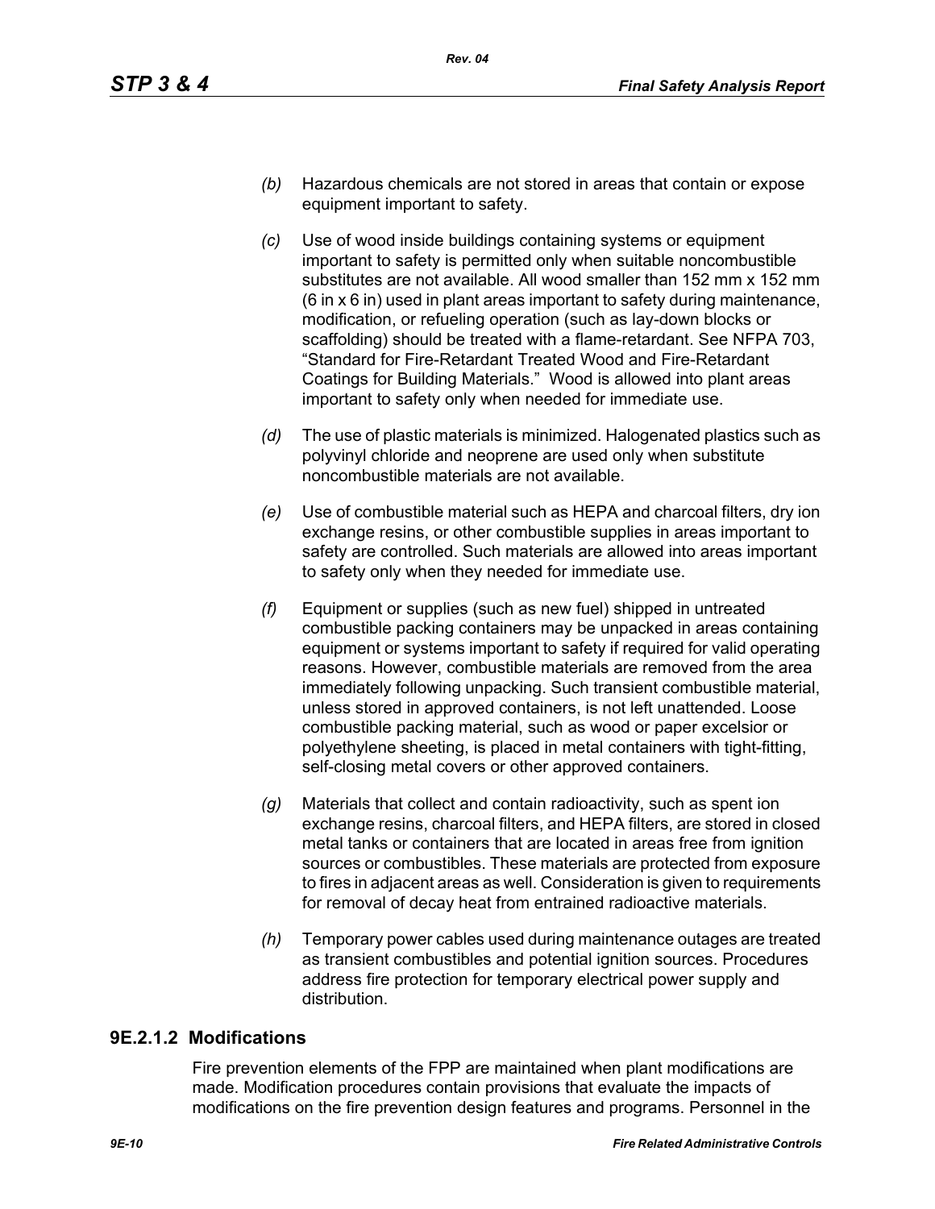*(b)* Hazardous chemicals are not stored in areas that contain or expose equipment important to safety.

*(c)* Use of wood inside buildings containing systems or equipment important to safety is permitted only when suitable noncombustible substitutes are not available. All wood smaller than 152 mm x 152 mm (6 in x 6 in) used in plant areas important to safety during maintenance, modification, or refueling operation (such as lay-down blocks or scaffolding) should be treated with a flame-retardant. See NFPA 703, "Standard for Fire-Retardant Treated Wood and Fire-Retardant Coatings for Building Materials." Wood is allowed into plant areas important to safety only when needed for immediate use.

*(d)* The use of plastic materials is minimized. Halogenated plastics such as polyvinyl chloride and neoprene are used only when substitute noncombustible materials are not available.

*(e)* Use of combustible material such as HEPA and charcoal filters, dry ion exchange resins, or other combustible supplies in areas important to safety are controlled. Such materials are allowed into areas important to safety only when they needed for immediate use.

*(f)* Equipment or supplies (such as new fuel) shipped in untreated combustible packing containers may be unpacked in areas containing equipment or systems important to safety if required for valid operating reasons. However, combustible materials are removed from the area immediately following unpacking. Such transient combustible material, unless stored in approved containers, is not left unattended. Loose combustible packing material, such as wood or paper excelsior or polyethylene sheeting, is placed in metal containers with tight-fitting, self-closing metal covers or other approved containers.

*(g)* Materials that collect and contain radioactivity, such as spent ion exchange resins, charcoal filters, and HEPA filters, are stored in closed metal tanks or containers that are located in areas free from ignition sources or combustibles. These materials are protected from exposure to fires in adjacent areas as well. Consideration is given to requirements for removal of decay heat from entrained radioactive materials.

*(h)* Temporary power cables used during maintenance outages are treated as transient combustibles and potential ignition sources. Procedures address fire protection for temporary electrical power supply and distribution.

### 9E.2.1.2 Modifications

Fire prevention elements of the FPP are maintained when plant modifications are made. Modification procedures contain provisions that evaluate the impacts of modifications on the fire prevention design features and programs. Personnel in the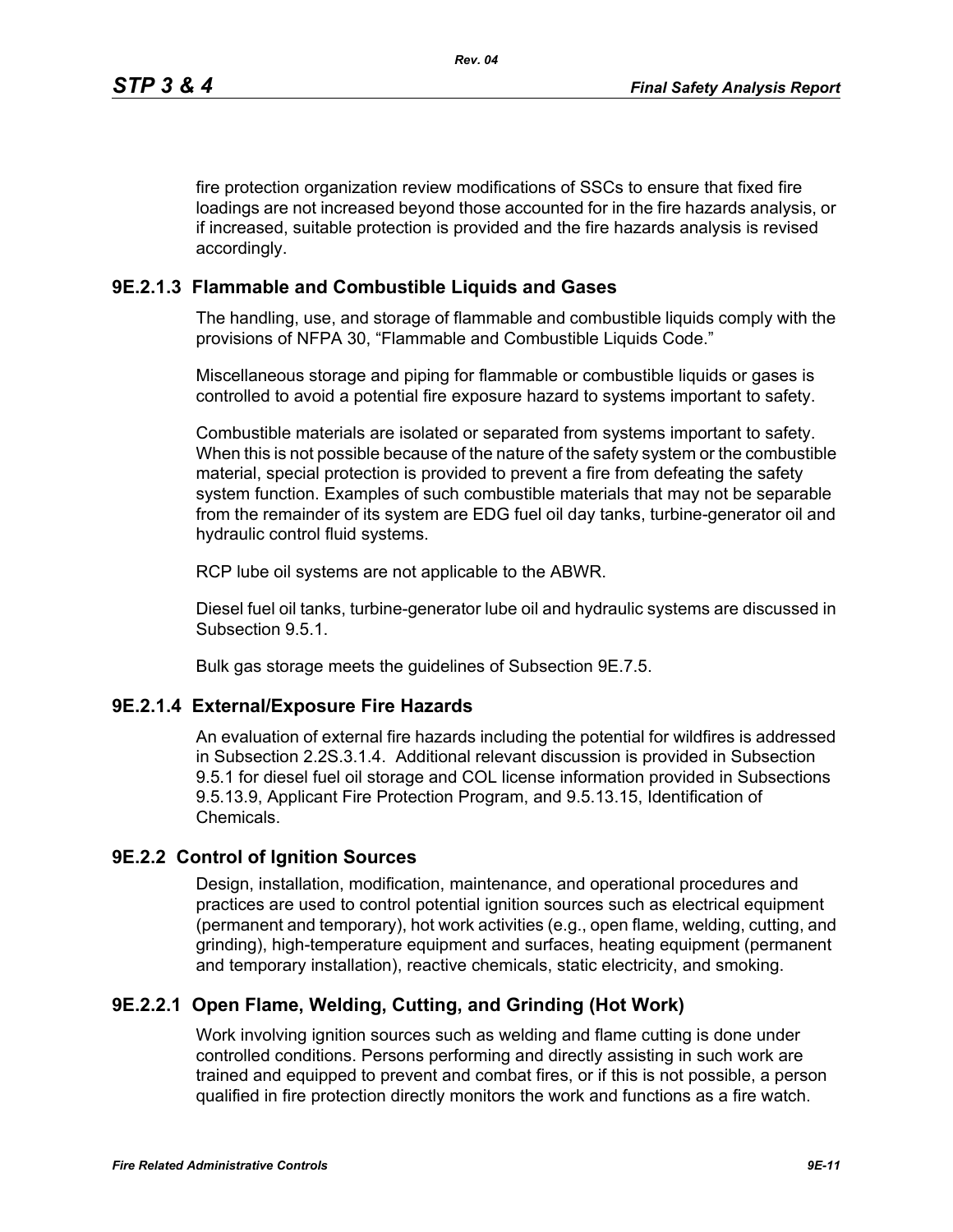fire protection organization review modifications of SSCs to ensure that fixed fire loadings are not increased beyond those accounted for in the fire hazards analysis, or if increased, suitable protection is provided and the fire hazards analysis is revised accordingly.

### 9E.2.1.3 Flammable and Combustible Liquids and Gases

The handling, use, and storage of flammable and combustible liquids comply with the provisions of NFPA 30, "Flammable and Combustible Liquids Code."

Miscellaneous storage and piping for flammable or combustible liquids or gases is controlled to avoid a potential fire exposure hazard to systems important to safety.

Combustible materials are isolated or separated from systems important to safety. When this is not possible because of the nature of the safety system or the combustible material, special protection is provided to prevent a fire from defeating the safety system function. Examples of such combustible materials that may not be separable from the remainder of its system are EDG fuel oil day tanks, turbine-generator oil and hydraulic control fluid systems.

RCP lube oil systems are not applicable to the ABWR.

Diesel fuel oil tanks, turbine-generator lube oil and hydraulic systems are discussed in Subsection 9.5.1.

Bulk gas storage meets the guidelines of Subsection 9E.7.5.

### 9E.2.1.4 External/Exposure Fire Hazards

An evaluation of external fire hazards including the potential for wildfires is addressed in Subsection 2.2S.3.1.4. Additional relevant discussion is provided in Subsection 9.5.1 for diesel fuel oil storage and COL license information provided in Subsections 9.5.13.9, Applicant Fire Protection Program, and 9.5.13.15, Identification of Chemicals.

## 9E.2.2 Control of Ignition Sources

Design, installation, modification, maintenance, and operational procedures and practices are used to control potential ignition sources such as electrical equipment (permanent and temporary), hot work activities (e.g., open flame, welding, cutting, and grinding), high-temperature equipment and surfaces, heating equipment (permanent and temporary installation), reactive chemicals, static electricity, and smoking.

### 9E.2.2.1 Open Flame, Welding, Cutting, and Grinding (Hot Work)

Work involving ignition sources such as welding and flame cutting is done under controlled conditions. Persons performing and directly assisting in such work are trained and equipped to prevent and combat fires, or if this is not possible, a person qualified in fire protection directly monitors the work and functions as a fire watch.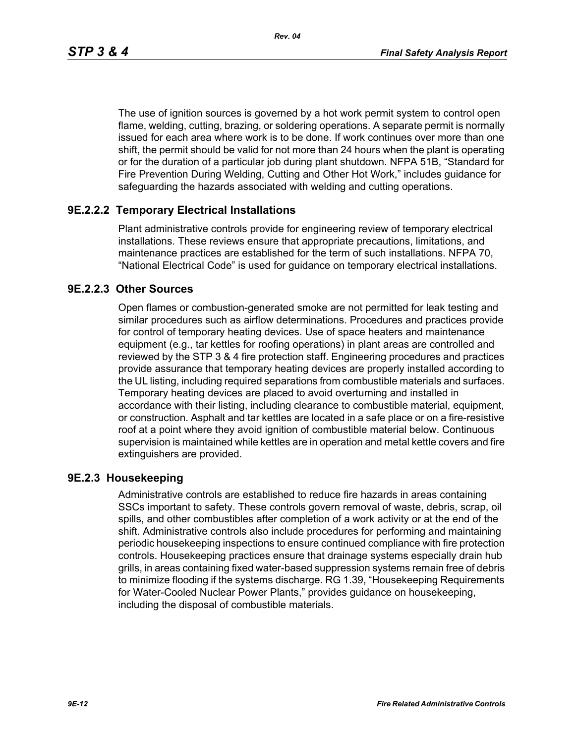The use of ignition sources is governed by a hot work permit system to control open flame, welding, cutting, brazing, or soldering operations. A separate permit is normally issued for each area where work is to be done. If work continues over more than one shift, the permit should be valid for not more than 24 hours when the plant is operating or for the duration of a particular job during plant shutdown. NFPA 51B, "Standard for Fire Prevention During Welding, Cutting and Other Hot Work," includes guidance for safeguarding the hazards associated with welding and cutting operations.

### 9E.2.2.2 Temporary Electrical Installations

Plant administrative controls provide for engineering review of temporary electrical installations. These reviews ensure that appropriate precautions, limitations, and maintenance practices are established for the term of such installations. NFPA 70, "National Electrical Code" is used for guidance on temporary electrical installations.

### 9E.2.2.3 Other Sources

Open flames or combustion-generated smoke are not permitted for leak testing and similar procedures such as airflow determinations. Procedures and practices provide for control of temporary heating devices. Use of space heaters and maintenance equipment (e.g., tar kettles for roofing operations) in plant areas are controlled and reviewed by the STP 3 & 4 fire protection staff. Engineering procedures and practices provide assurance that temporary heating devices are properly installed according to the UL listing, including required separations from combustible materials and surfaces. Temporary heating devices are placed to avoid overturning and installed in accordance with their listing, including clearance to combustible material, equipment, or construction. Asphalt and tar kettles are located in a safe place or on a fire-resistive roof at a point where they avoid ignition of combustible material below. Continuous supervision is maintained while kettles are in operation and metal kettle covers and fire extinguishers are provided.

## 9E.2.3 Housekeeping

Administrative controls are established to reduce fire hazards in areas containing SSCs important to safety. These controls govern removal of waste, debris, scrap, oil spills, and other combustibles after completion of a work activity or at the end of the shift. Administrative controls also include procedures for performing and maintaining periodic housekeeping inspections to ensure continued compliance with fire protection controls. Housekeeping practices ensure that drainage systems especially drain hub grills, in areas containing fixed water-based suppression systems remain free of debris to minimize flooding if the systems discharge. RG 1.39, "Housekeeping Requirements for Water-Cooled Nuclear Power Plants," provides guidance on housekeeping, including the disposal of combustible materials.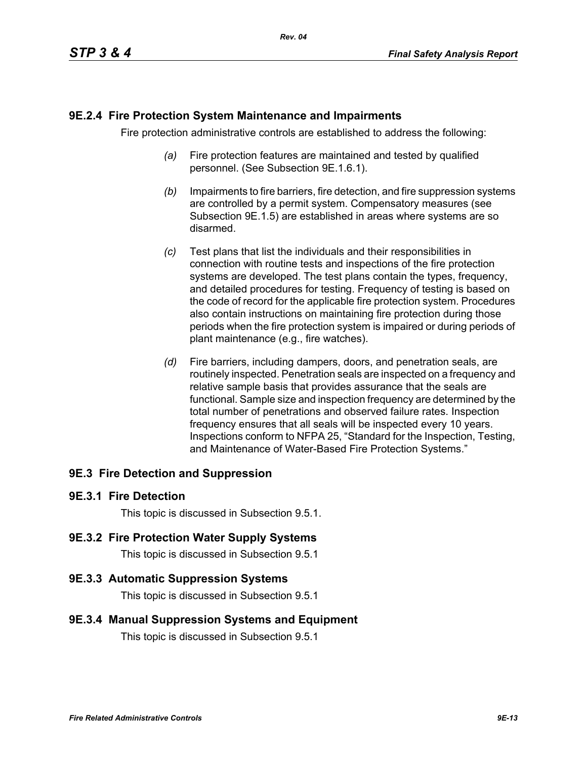## 9E.2.4 Fire Protection System Maintenance and Impairments

Fire protection administrative controls are established to address the following:

*(a)* Fire protection features are maintained and tested by qualified personnel. (See Subsection 9E.1.6.1).

*(b)* Impairments to fire barriers, fire detection, and fire suppression systems are controlled by a permit system. Compensatory measures (see Subsection 9E.1.5) are established in areas where systems are so disarmed.

*(c)* Test plans that list the individuals and their responsibilities in connection with routine tests and inspections of the fire protection systems are developed. The test plans contain the types, frequency, and detailed procedures for testing. Frequency of testing is based on the code of record for the applicable fire protection system. Procedures also contain instructions on maintaining fire protection during those periods when the fire protection system is impaired or during periods of plant maintenance (e.g., fire watches).

*(d)* Fire barriers, including dampers, doors, and penetration seals, are routinely inspected. Penetration seals are inspected on a frequency and relative sample basis that provides assurance that the seals are functional. Sample size and inspection frequency are determined by the total number of penetrations and observed failure rates. Inspection frequency ensures that all seals will be inspected every 10 years. Inspections conform to NFPA 25, "Standard for the Inspection, Testing, and Maintenance of Water-Based Fire Protection Systems."

## 9E.3 Fire Detection and Suppression

### 9E.3.1 Fire Detection

This topic is discussed in Subsection 9.5.1.

### 9E.3.2 Fire Protection Water Supply Systems

This topic is discussed in Subsection 9.5.1

### 9E.3.3 Automatic Suppression Systems

This topic is discussed in Subsection 9.5.1

### 9E.3.4 Manual Suppression Systems and Equipment

This topic is discussed in Subsection 9.5.1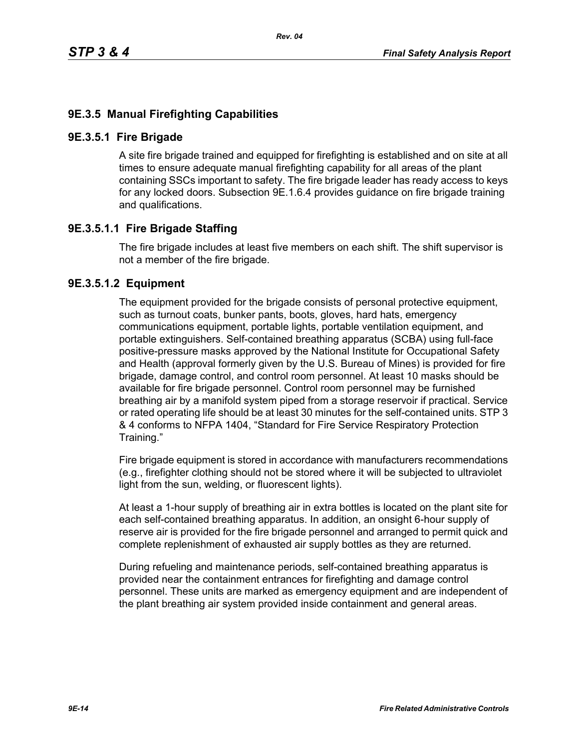## 9E.3.5 Manual Firefighting Capabilities

### 9E.3.5.1 Fire Brigade

A site fire brigade trained and equipped for firefighting is established and on site at all times to ensure adequate manual firefighting capability for all areas of the plant containing SSCs important to safety. The fire brigade leader has ready access to keys for any locked doors. Subsection 9E.1.6.4 provides guidance on fire brigade training and qualifications.

#### 9E.3.5.1.1 Fire Brigade Staffing

The fire brigade includes at least five members on each shift. The shift supervisor is not a member of the fire brigade.

#### 9E.3.5.1.2 Equipment

The equipment provided for the brigade consists of personal protective equipment, such as turnout coats, bunker pants, boots, gloves, hard hats, emergency communications equipment, portable lights, portable ventilation equipment, and portable extinguishers. Self-contained breathing apparatus (SCBA) using full-face positive-pressure masks approved by the National Institute for Occupational Safety and Health (approval formerly given by the U.S. Bureau of Mines) is provided for fire brigade, damage control, and control room personnel. At least 10 masks should be available for fire brigade personnel. Control room personnel may be furnished breathing air by a manifold system piped from a storage reservoir if practical. Service or rated operating life should be at least 30 minutes for the self-contained units. STP 3 & 4 conforms to NFPA 1404, "Standard for Fire Service Respiratory Protection Training."

Fire brigade equipment is stored in accordance with manufacturers recommendations (e.g., firefighter clothing should not be stored where it will be subjected to ultraviolet light from the sun, welding, or fluorescent lights).

At least a 1-hour supply of breathing air in extra bottles is located on the plant site for each self-contained breathing apparatus. In addition, an onsight 6-hour supply of reserve air is provided for the fire brigade personnel and arranged to permit quick and complete replenishment of exhausted air supply bottles as they are returned.

During refueling and maintenance periods, self-contained breathing apparatus is provided near the containment entrances for firefighting and damage control personnel. These units are marked as emergency equipment and are independent of the plant breathing air system provided inside containment and general areas.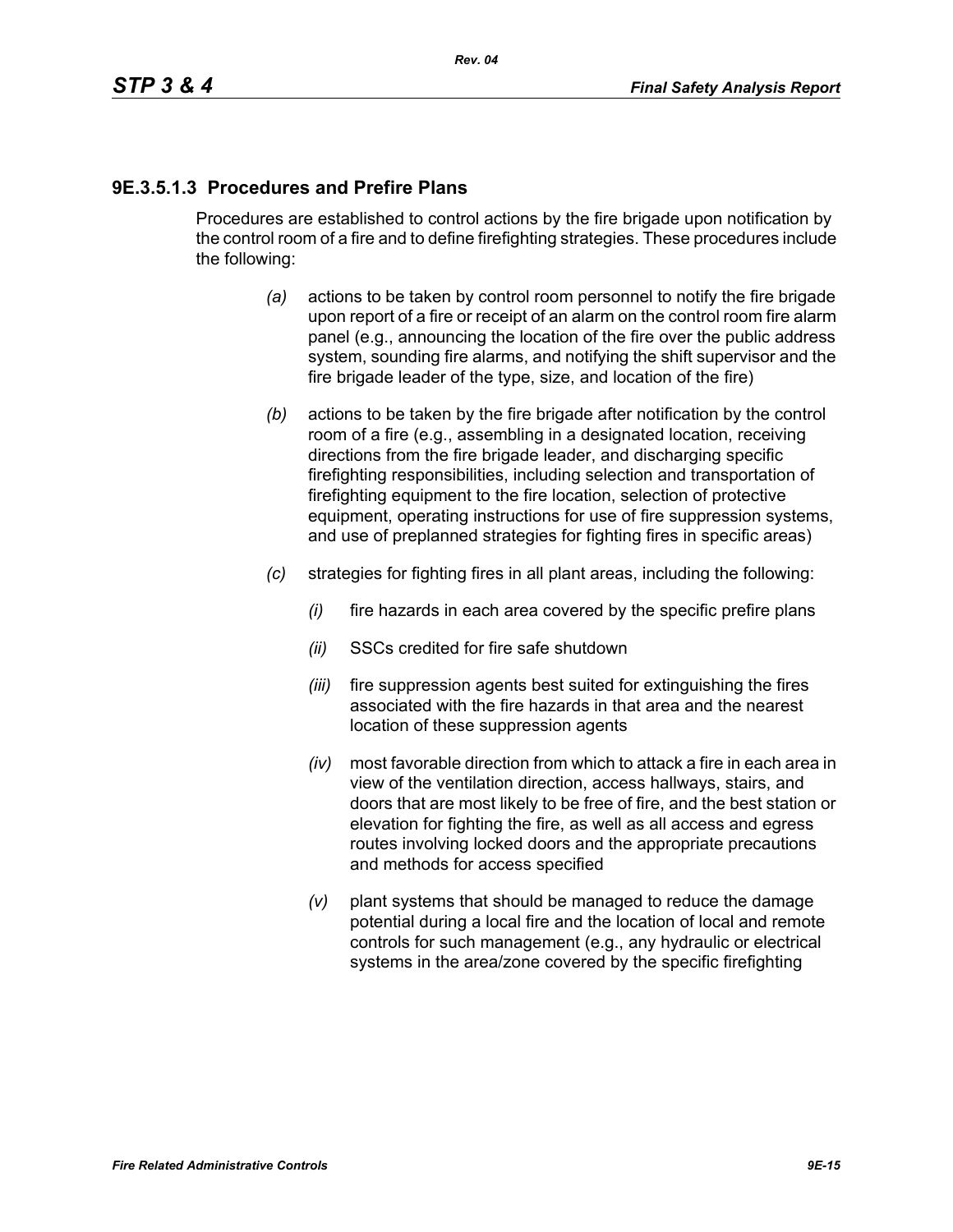### 9E.3.5.1.3 Procedures and Prefire Plans

Procedures are established to control actions by the fire brigade upon notification by the control room of a fire and to define firefighting strategies. These procedures include the following:

*(a)* actions to be taken by control room personnel to notify the fire brigade upon report of a fire or receipt of an alarm on the control room fire alarm panel (e.g., announcing the location of the fire over the public address system, sounding fire alarms, and notifying the shift supervisor and the fire brigade leader of the type, size, and location of the fire)

*(b)* actions to be taken by the fire brigade after notification by the control room of a fire (e.g., assembling in a designated location, receiving directions from the fire brigade leader, and discharging specific firefighting responsibilities, including selection and transportation of firefighting equipment to the fire location, selection of protective equipment, operating instructions for use of fire suppression systems, and use of preplanned strategies for fighting fires in specific areas)

*(c)* strategies for fighting fires in all plant areas, including the following:

- *(i)* fire hazards in each area covered by the specific prefire plans
- *(ii)* SSCs credited for fire safe shutdown
- *(iii)* fire suppression agents best suited for extinguishing the fires associated with the fire hazards in that area and the nearest location of these suppression agents
- *(iv)* most favorable direction from which to attack a fire in each area in view of the ventilation direction, access hallways, stairs, and doors that are most likely to be free of fire, and the best station or elevation for fighting the fire, as well as all access and egress routes involving locked doors and the appropriate precautions and methods for access specified
- *(v)* plant systems that should be managed to reduce the damage potential during a local fire and the location of local and remote controls for such management (e.g., any hydraulic or electrical systems in the area/zone covered by the specific firefighting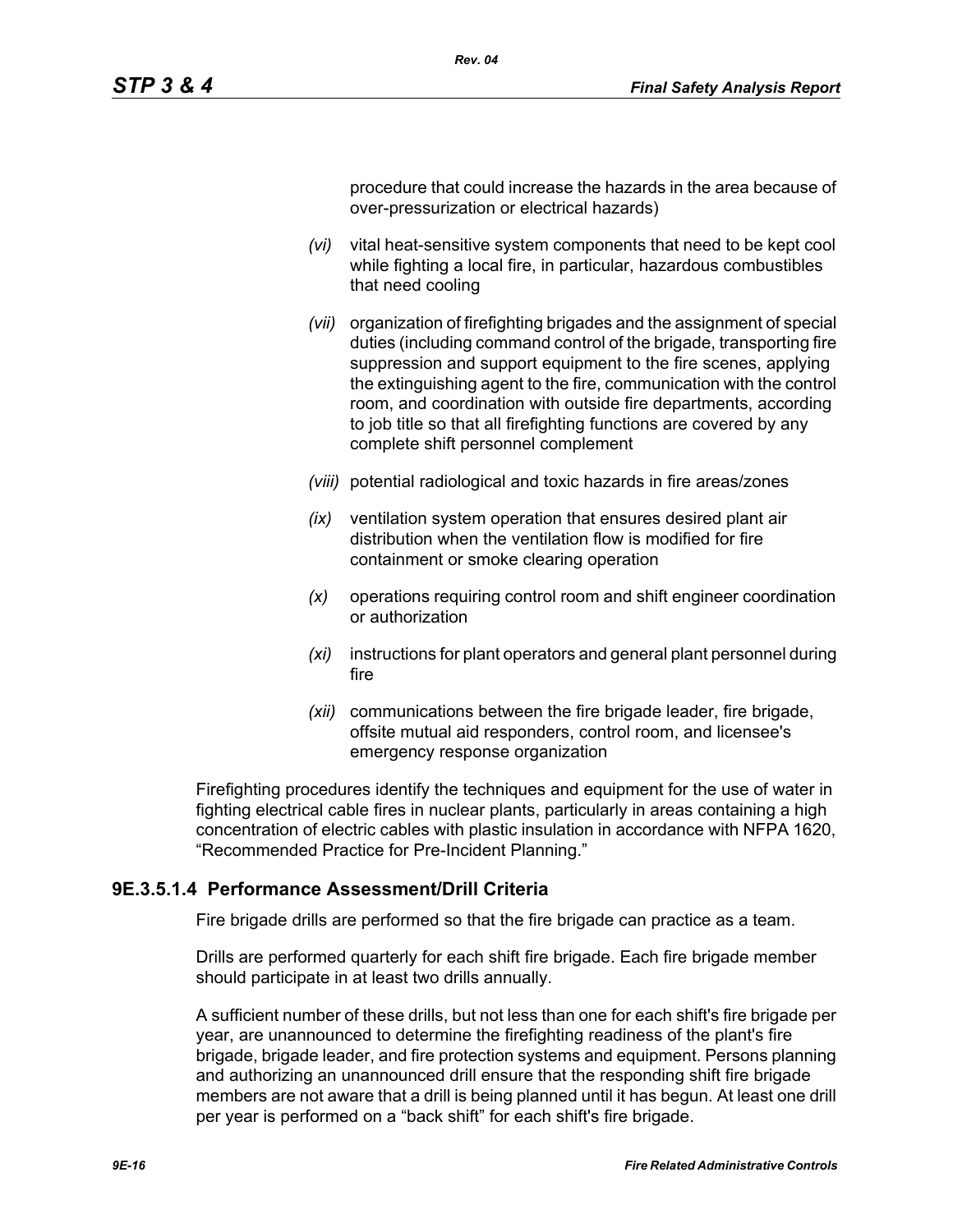procedure that could increase the hazards in the area because of over-pressurization or electrical hazards)

*(vi)* vital heat-sensitive system components that need to be kept cool while fighting a local fire, in particular, hazardous combustibles that need cooling

*(vii)* organization of firefighting brigades and the assignment of special duties (including command control of the brigade, transporting fire suppression and support equipment to the fire scenes, applying the extinguishing agent to the fire, communication with the control room, and coordination with outside fire departments, according to job title so that all firefighting functions are covered by any complete shift personnel complement

*(viii)* potential radiological and toxic hazards in fire areas/zones

*(ix)* ventilation system operation that ensures desired plant air distribution when the ventilation flow is modified for fire containment or smoke clearing operation

*(x)* operations requiring control room and shift engineer coordination or authorization

*(xi)* instructions for plant operators and general plant personnel during fire

*(xii)* communications between the fire brigade leader, fire brigade, offsite mutual aid responders, control room, and licensee's emergency response organization

Firefighting procedures identify the techniques and equipment for the use of water in fighting electrical cable fires in nuclear plants, particularly in areas containing a high concentration of electric cables with plastic insulation in accordance with NFPA 1620, "Recommended Practice for Pre-Incident Planning."

### 9E.3.5.1.4 Performance Assessment/Drill Criteria

Fire brigade drills are performed so that the fire brigade can practice as a team.

Drills are performed quarterly for each shift fire brigade. Each fire brigade member should participate in at least two drills annually.

A sufficient number of these drills, but not less than one for each shift's fire brigade per year, are unannounced to determine the firefighting readiness of the plant's fire brigade, brigade leader, and fire protection systems and equipment. Persons planning and authorizing an unannounced drill ensure that the responding shift fire brigade members are not aware that a drill is being planned until it has begun. At least one drill per year is performed on a "back shift" for each shift's fire brigade.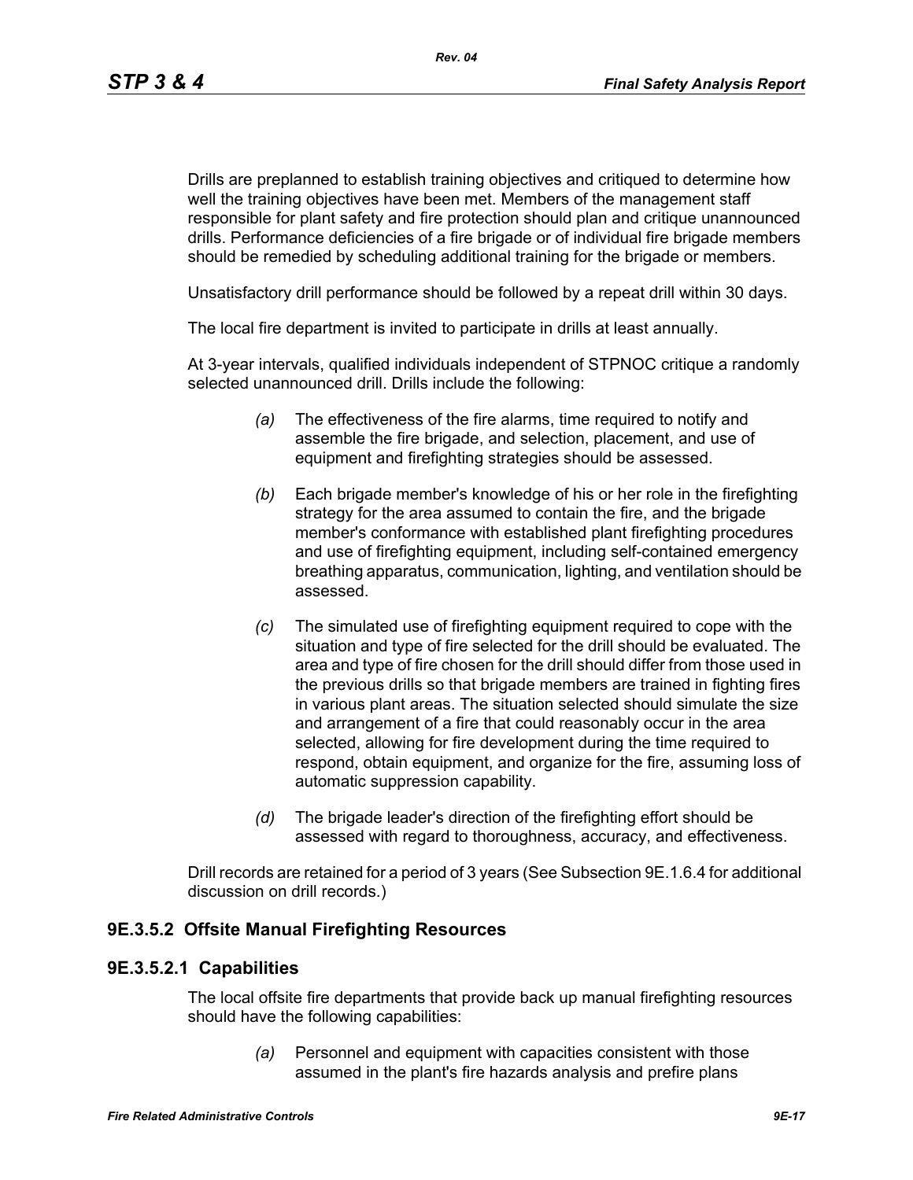Drills are preplanned to establish training objectives and critiqued to determine how well the training objectives have been met. Members of the management staff responsible for plant safety and fire protection should plan and critique unannounced drills. Performance deficiencies of a fire brigade or of individual fire brigade members should be remedied by scheduling additional training for the brigade or members.

Unsatisfactory drill performance should be followed by a repeat drill within 30 days.

The local fire department is invited to participate in drills at least annually.

At 3-year intervals, qualified individuals independent of STPNOC critique a randomly selected unannounced drill. Drills include the following:

- *(a)* The effectiveness of the fire alarms, time required to notify and assemble the fire brigade, and selection, placement, and use of equipment and firefighting strategies should be assessed.
- *(b)* Each brigade member's knowledge of his or her role in the firefighting strategy for the area assumed to contain the fire, and the brigade member's conformance with established plant firefighting procedures and use of firefighting equipment, including self-contained emergency breathing apparatus, communication, lighting, and ventilation should be assessed.
- *(c)* The simulated use of firefighting equipment required to cope with the situation and type of fire selected for the drill should be evaluated. The area and type of fire chosen for the drill should differ from those used in the previous drills so that brigade members are trained in fighting fires in various plant areas. The situation selected should simulate the size and arrangement of a fire that could reasonably occur in the area selected, allowing for fire development during the time required to respond, obtain equipment, and organize for the fire, assuming loss of automatic suppression capability.
- *(d)* The brigade leader's direction of the firefighting effort should be assessed with regard to thoroughness, accuracy, and effectiveness.

Drill records are retained for a period of 3 years (See Subsection 9E.1.6.4 for additional discussion on drill records.)

## 9E.3.5.2 Offsite Manual Firefighting Resources

### 9E.3.5.2.1 Capabilities

The local offsite fire departments that provide back up manual firefighting resources should have the following capabilities:

- *(a)* Personnel and equipment with capacities consistent with those assumed in the plant's fire hazards analysis and prefire plans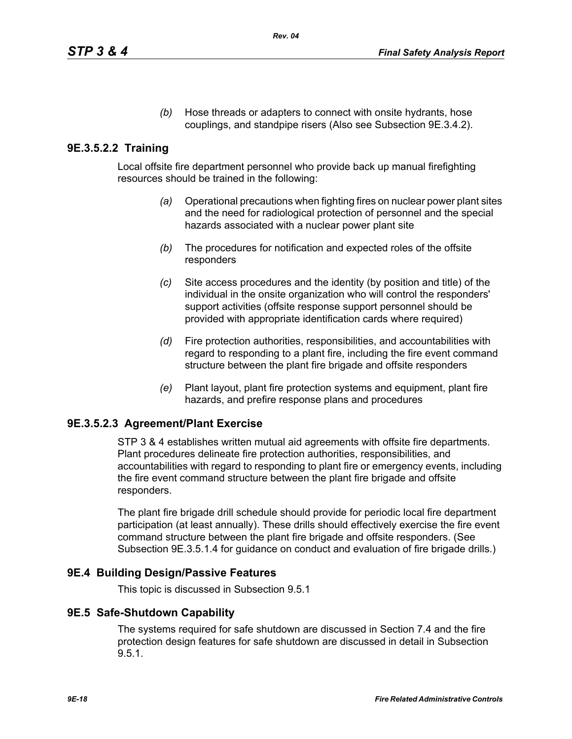*(b)* Hose threads or adapters to connect with onsite hydrants, hose couplings, and standpipe risers (Also see Subsection 9E.3.4.2).

### 9E.3.5.2.2 Training

Local offsite fire department personnel who provide back up manual firefighting resources should be trained in the following:

*(a)* Operational precautions when fighting fires on nuclear power plant sites and the need for radiological protection of personnel and the special hazards associated with a nuclear power plant site

*(b)* The procedures for notification and expected roles of the offsite responders

*(c)* Site access procedures and the identity (by position and title) of the individual in the onsite organization who will control the responders' support activities (offsite response support personnel should be provided with appropriate identification cards where required)

*(d)* Fire protection authorities, responsibilities, and accountabilities with regard to responding to a plant fire, including the fire event command structure between the plant fire brigade and offsite responders

*(e)* Plant layout, plant fire protection systems and equipment, plant fire hazards, and prefire response plans and procedures

### 9E.3.5.2.3 Agreement/Plant Exercise

STP 3 & 4 establishes written mutual aid agreements with offsite fire departments. Plant procedures delineate fire protection authorities, responsibilities, and accountabilities with regard to responding to plant fire or emergency events, including the fire event command structure between the plant fire brigade and offsite responders.

The plant fire brigade drill schedule should provide for periodic local fire department participation (at least annually). These drills should effectively exercise the fire event command structure between the plant fire brigade and offsite responders. (See Subsection 9E.3.5.1.4 for guidance on conduct and evaluation of fire brigade drills.)

## 9E.4 Building Design/Passive Features

This topic is discussed in Subsection 9.5.1

## 9E.5 Safe-Shutdown Capability

The systems required for safe shutdown are discussed in Section 7.4 and the fire protection design features for safe shutdown are discussed in detail in Subsection 9.5.1.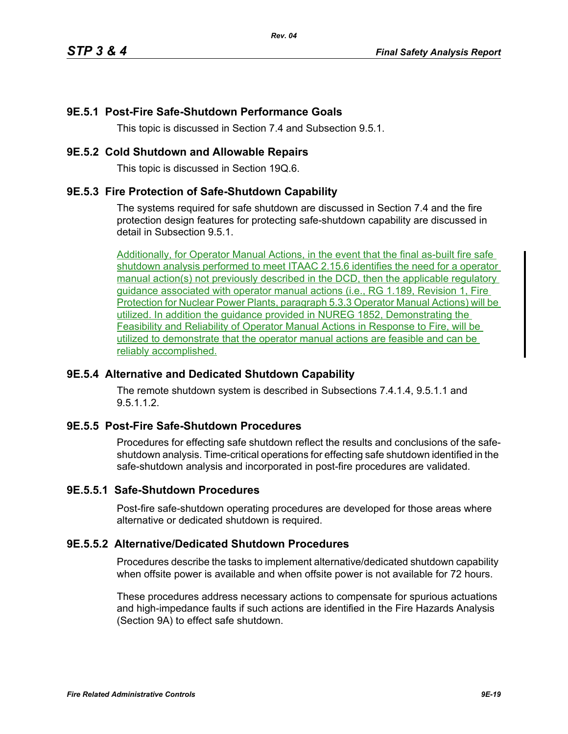### 9E.5.1 Post-Fire Safe-Shutdown Performance Goals

This topic is discussed in Section 7.4 and Subsection 9.5.1.

### 9E.5.2 Cold Shutdown and Allowable Repairs

This topic is discussed in Section 19Q.6.

### 9E.5.3 Fire Protection of Safe-Shutdown Capability

The systems required for safe shutdown are discussed in Section 7.4 and the fire protection design features for protecting safe-shutdown capability are discussed in detail in Subsection 9.5.1.

Additionally, for Operator Manual Actions, in the event that the final as-built fire safe shutdown analysis performed to meet ITAAC 2.15.6 identifies the need for a operator manual action(s) not previously described in the DCD, then the applicable regulatory guidance associated with operator manual actions (i.e., RG 1.189, Revision 1, Fire Protection for Nuclear Power Plants, paragraph 5.3.3 Operator Manual Actions) will be utilized. In addition the guidance provided in NUREG 1852, Demonstrating the Feasibility and Reliability of Operator Manual Actions in Response to Fire, will be utilized to demonstrate that the operator manual actions are feasible and can be reliably accomplished.

### 9E.5.4 Alternative and Dedicated Shutdown Capability

The remote shutdown system is described in Subsections 7.4.1.4, 9.5.1.1 and 9.5.1.1.2.

### 9E.5.5 Post-Fire Safe-Shutdown Procedures

Procedures for effecting safe shutdown reflect the results and conclusions of the safe-shutdown analysis. Time-critical operations for effecting safe shutdown identified in the safe-shutdown analysis and incorporated in post-fire procedures are validated.

#### 9E.5.5.1 Safe-Shutdown Procedures

Post-fire safe-shutdown operating procedures are developed for those areas where alternative or dedicated shutdown is required.

#### 9E.5.5.2 Alternative/Dedicated Shutdown Procedures

Procedures describe the tasks to implement alternative/dedicated shutdown capability when offsite power is available and when offsite power is not available for 72 hours.

These procedures address necessary actions to compensate for spurious actuations and high-impedance faults if such actions are identified in the Fire Hazards Analysis (Section 9A) to effect safe shutdown.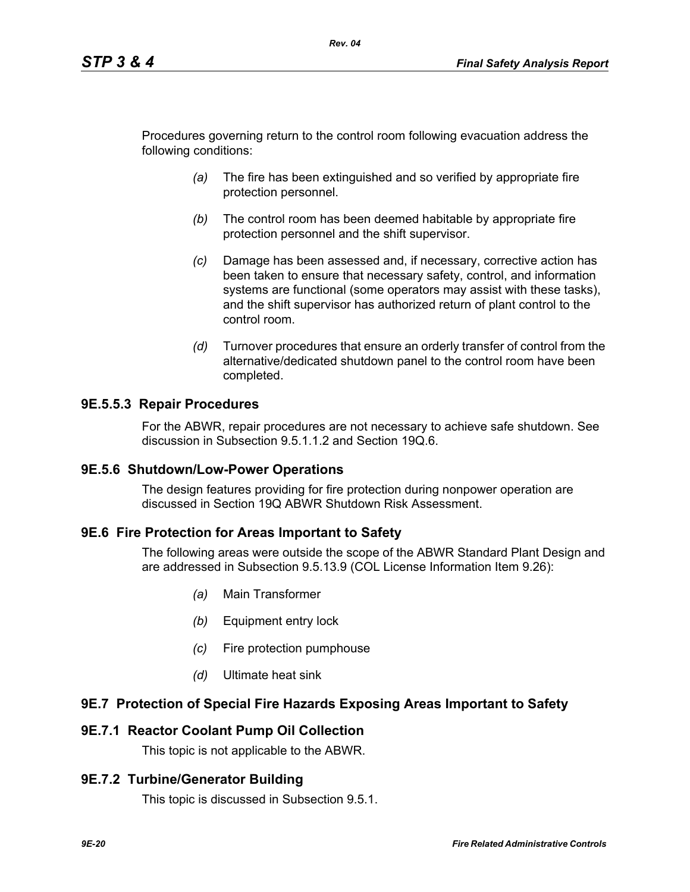Procedures governing return to the control room following evacuation address the following conditions:

*(a)* The fire has been extinguished and so verified by appropriate fire protection personnel.

*(b)* The control room has been deemed habitable by appropriate fire protection personnel and the shift supervisor.

*(c)* Damage has been assessed and, if necessary, corrective action has been taken to ensure that necessary safety, control, and information systems are functional (some operators may assist with these tasks), and the shift supervisor has authorized return of plant control to the control room.

*(d)* Turnover procedures that ensure an orderly transfer of control from the alternative/dedicated shutdown panel to the control room have been completed.

### 9E.5.5.3 Repair Procedures

For the ABWR, repair procedures are not necessary to achieve safe shutdown. See discussion in Subsection 9.5.1.1.2 and Section 19Q.6.

## 9E.5.6 Shutdown/Low-Power Operations

The design features providing for fire protection during nonpower operation are discussed in Section 19Q ABWR Shutdown Risk Assessment.

## 9E.6 Fire Protection for Areas Important to Safety

The following areas were outside the scope of the ABWR Standard Plant Design and are addressed in Subsection 9.5.13.9 (COL License Information Item 9.26):

*(a)* Main Transformer

*(b)* Equipment entry lock

*(c)* Fire protection pumphouse

*(d)* Ultimate heat sink

## 9E.7 Protection of Special Fire Hazards Exposing Areas Important to Safety

## 9E.7.1 Reactor Coolant Pump Oil Collection

This topic is not applicable to the ABWR.

## 9E.7.2 Turbine/Generator Building

This topic is discussed in Subsection 9.5.1.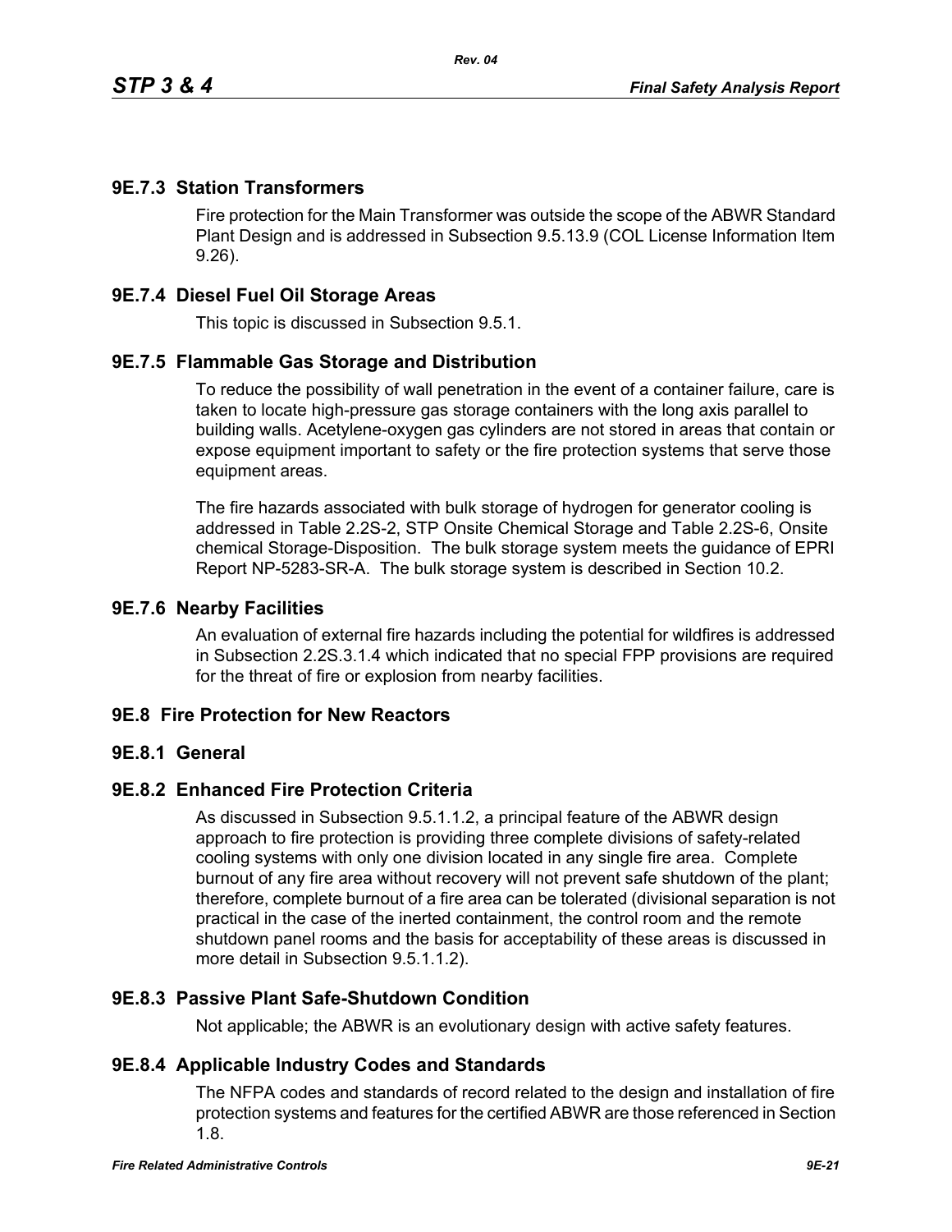### 9E.7.3 Station Transformers

Fire protection for the Main Transformer was outside the scope of the ABWR Standard Plant Design and is addressed in Subsection 9.5.13.9 (COL License Information Item 9.26).

### 9E.7.4 Diesel Fuel Oil Storage Areas

This topic is discussed in Subsection 9.5.1.

### 9E.7.5 Flammable Gas Storage and Distribution

To reduce the possibility of wall penetration in the event of a container failure, care is taken to locate high-pressure gas storage containers with the long axis parallel to building walls. Acetylene-oxygen gas cylinders are not stored in areas that contain or expose equipment important to safety or the fire protection systems that serve those equipment areas.

The fire hazards associated with bulk storage of hydrogen for generator cooling is addressed in Table 2.2S-2, STP Onsite Chemical Storage and Table 2.2S-6, Onsite chemical Storage-Disposition. The bulk storage system meets the guidance of EPRI Report NP-5283-SR-A. The bulk storage system is described in Section 10.2.

### 9E.7.6 Nearby Facilities

An evaluation of external fire hazards including the potential for wildfires is addressed in Subsection 2.2S.3.1.4 which indicated that no special FPP provisions are required for the threat of fire or explosion from nearby facilities.

## 9E.8 Fire Protection for New Reactors

### 9E.8.1 General

### 9E.8.2 Enhanced Fire Protection Criteria

As discussed in Subsection 9.5.1.1.2, a principal feature of the ABWR design approach to fire protection is providing three complete divisions of safety-related cooling systems with only one division located in any single fire area. Complete burnout of any fire area without recovery will not prevent safe shutdown of the plant; therefore, complete burnout of a fire area can be tolerated (divisional separation is not practical in the case of the inerted containment, the control room and the remote shutdown panel rooms and the basis for acceptability of these areas is discussed in more detail in Subsection 9.5.1.1.2).

### 9E.8.3 Passive Plant Safe-Shutdown Condition

Not applicable; the ABWR is an evolutionary design with active safety features.

### 9E.8.4 Applicable Industry Codes and Standards

The NFPA codes and standards of record related to the design and installation of fire protection systems and features for the certified ABWR are those referenced in Section 1.8.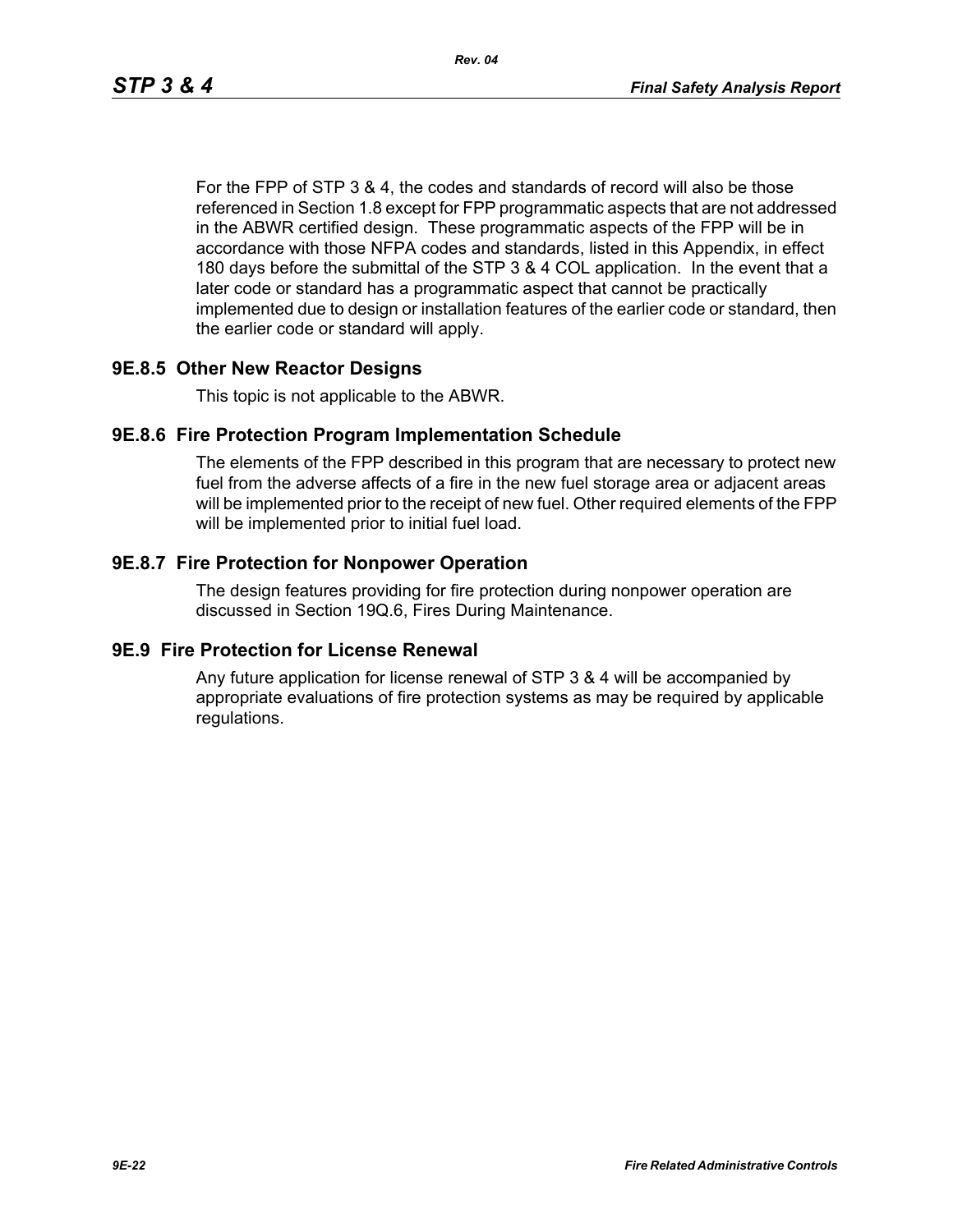For the FPP of STP 3 & 4, the codes and standards of record will also be those referenced in Section 1.8 except for FPP programmatic aspects that are not addressed in the ABWR certified design. These programmatic aspects of the FPP will be in accordance with those NFPA codes and standards, listed in this Appendix, in effect 180 days before the submittal of the STP 3 & 4 COL application. In the event that a later code or standard has a programmatic aspect that cannot be practically implemented due to design or installation features of the earlier code or standard, then the earlier code or standard will apply.

### 9E.8.5 Other New Reactor Designs

This topic is not applicable to the ABWR.

### 9E.8.6 Fire Protection Program Implementation Schedule

The elements of the FPP described in this program that are necessary to protect new fuel from the adverse affects of a fire in the new fuel storage area or adjacent areas will be implemented prior to the receipt of new fuel. Other required elements of the FPP will be implemented prior to initial fuel load.

### 9E.8.7 Fire Protection for Nonpower Operation

The design features providing for fire protection during nonpower operation are discussed in Section 19Q.6, Fires During Maintenance.

## 9E.9 Fire Protection for License Renewal

Any future application for license renewal of STP 3 & 4 will be accompanied by appropriate evaluations of fire protection systems as may be required by applicable regulations.